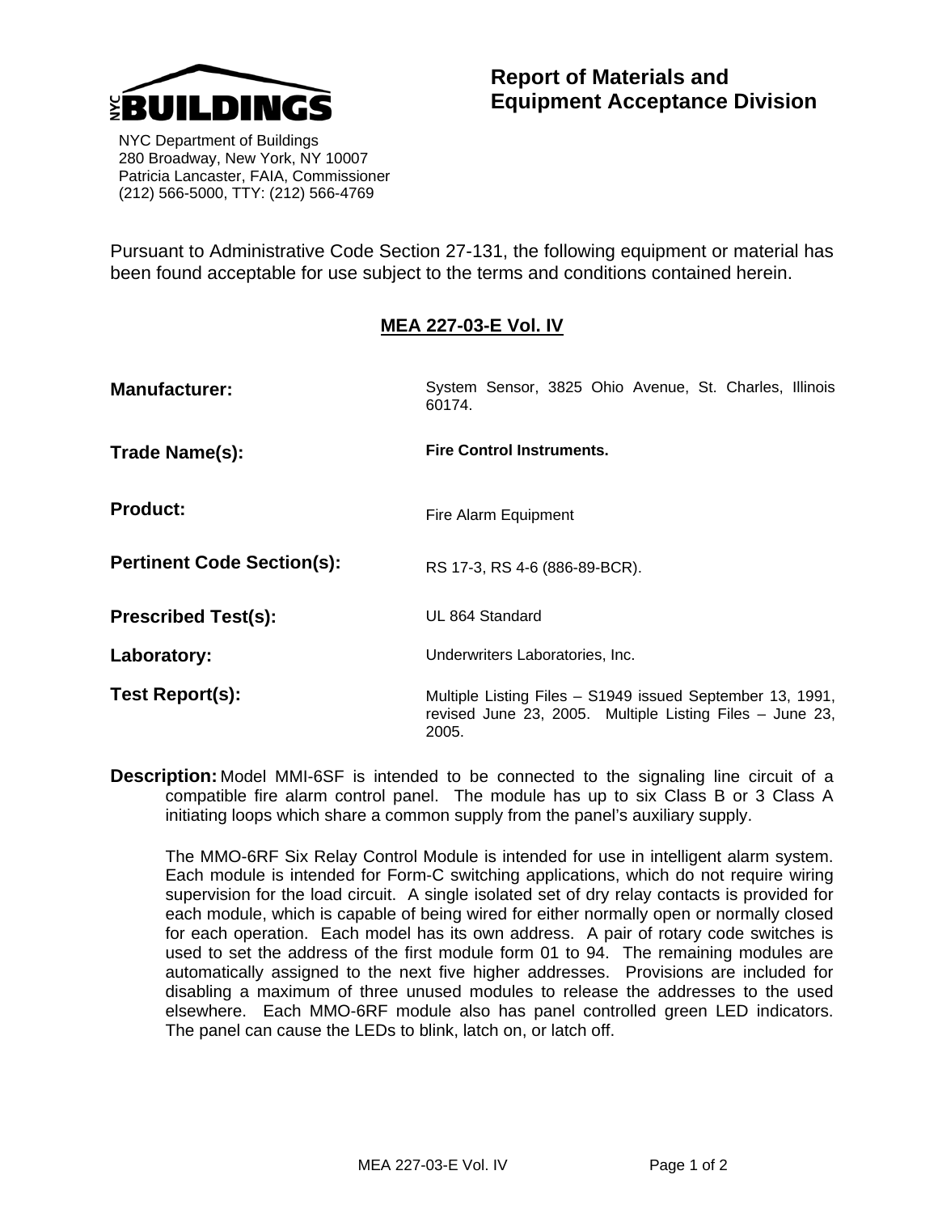NYC BUILDINGS

NYC Department of Buildings
280 Broadway, New York, NY 10007
Patricia Lancaster, FAIA, Commissioner
(212) 566-5000, TTY: (212) 566-4769

# Report of Materials and Equipment Acceptance Division

Pursuant to Administrative Code Section 27-131, the following equipment or material has been found acceptable for use subject to the terms and conditions contained herein.

## MEA 227-03-E Vol. IV

**Manufacturer:** System Sensor, 3825 Ohio Avenue, St. Charles, Illinois 60174.

**Trade Name(s):** **Fire Control Instruments.**

**Product:** Fire Alarm Equipment

**Pertinent Code Section(s):** RS 17-3, RS 4-6 (886-89-BCR).

**Prescribed Test(s):** UL 864 Standard

**Laboratory:** Underwriters Laboratories, Inc.

**Test Report(s):** Multiple Listing Files – S1949 issued September 13, 1991, revised June 23, 2005. Multiple Listing Files – June 23, 2005.

**Description:** Model MMI-6SF is intended to be connected to the signaling line circuit of a compatible fire alarm control panel. The module has up to six Class B or 3 Class A initiating loops which share a common supply from the panel's auxiliary supply.

The MMO-6RF Six Relay Control Module is intended for use in intelligent alarm system. Each module is intended for Form-C switching applications, which do not require wiring supervision for the load circuit. A single isolated set of dry relay contacts is provided for each module, which is capable of being wired for either normally open or normally closed for each operation. Each model has its own address. A pair of rotary code switches is used to set the address of the first module form 01 to 94. The remaining modules are automatically assigned to the next five higher addresses. Provisions are included for disabling a maximum of three unused modules to release the addresses to the used elsewhere. Each MMO-6RF module also has panel controlled green LED indicators. The panel can cause the LEDs to blink, latch on, or latch off.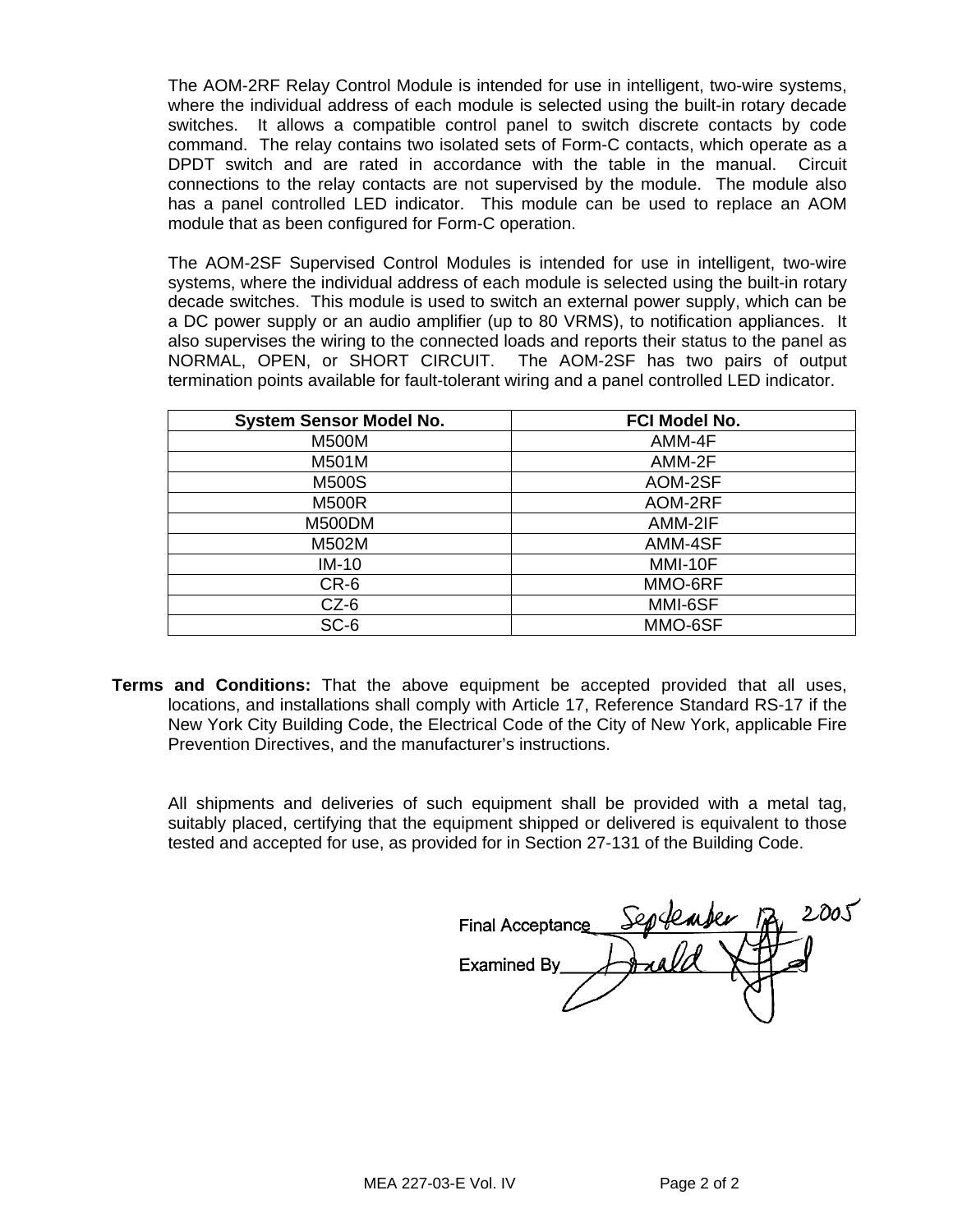The AOM-2RF Relay Control Module is intended for use in intelligent, two-wire systems, where the individual address of each module is selected using the built-in rotary decade switches. It allows a compatible control panel to switch discrete contacts by code command. The relay contains two isolated sets of Form-C contacts, which operate as a DPDT switch and are rated in accordance with the table in the manual. Circuit connections to the relay contacts are not supervised by the module. The module also has a panel controlled LED indicator. This module can be used to replace an AOM module that as been configured for Form-C operation.

The AOM-2SF Supervised Control Modules is intended for use in intelligent, two-wire systems, where the individual address of each module is selected using the built-in rotary decade switches. This module is used to switch an external power supply, which can be a DC power supply or an audio amplifier (up to 80 VRMS), to notification appliances. It also supervises the wiring to the connected loads and reports their status to the panel as NORMAL, OPEN, or SHORT CIRCUIT. The AOM-2SF has two pairs of output termination points available for fault-tolerant wiring and a panel controlled LED indicator.

| System Sensor Model No. | FCI Model No. |
| --- | --- |
| M500M | AMM-4F |
| M501M | AMM-2F |
| M500S | AOM-2SF |
| M500R | AOM-2RF |
| M500DM | AMM-2IF |
| M502M | AMM-4SF |
| IM-10 | MMI-10F |
| CR-6 | MMO-6RF |
| CZ-6 | MMI-6SF |
| SC-6 | MMO-6SF |

**Terms and Conditions:** That the above equipment be accepted provided that all uses, locations, and installations shall comply with Article 17, Reference Standard RS-17 if the New York City Building Code, the Electrical Code of the City of New York, applicable Fire Prevention Directives, and the manufacturer's instructions.

All shipments and deliveries of such equipment shall be provided with a metal tag, suitably placed, certifying that the equipment shipped or delivered is equivalent to those tested and accepted for use, as provided for in Section 27-131 of the Building Code.

Final Acceptance September 13, 2005

Examined By Donald ...

MEA 227-03-E Vol. IV